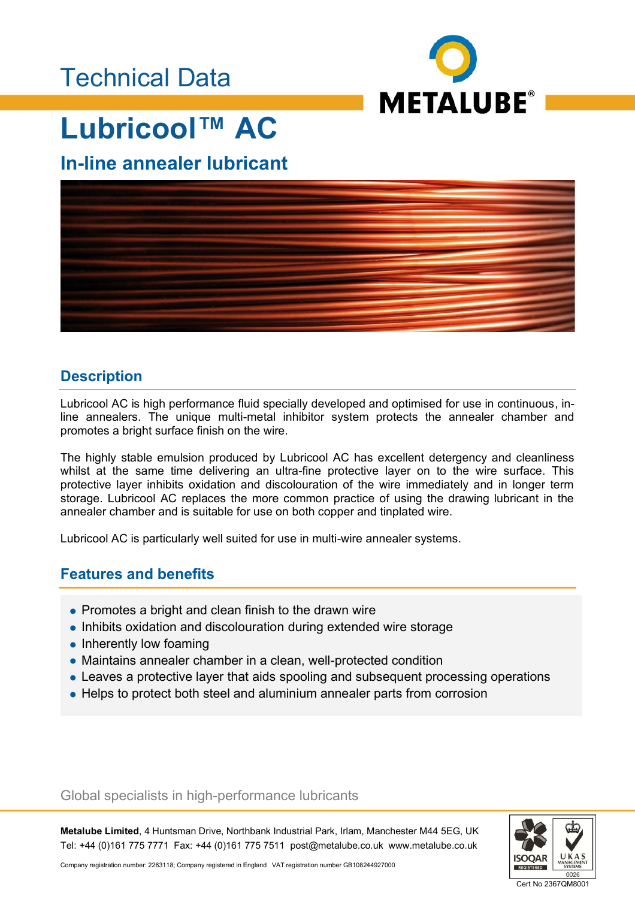Technical Data

# Lubricool™ AC

## In-line annealer lubricant

### Description

Lubricool AC is high performance fluid specially developed and optimised for use in continuous, in-line annealers. The unique multi-metal inhibitor system protects the annealer chamber and promotes a bright surface finish on the wire.

The highly stable emulsion produced by Lubricool AC has excellent detergency and cleanliness whilst at the same time delivering an ultra-fine protective layer on to the wire surface. This protective layer inhibits oxidation and discolouration of the wire immediately and in longer term storage. Lubricool AC replaces the more common practice of using the drawing lubricant in the annealer chamber and is suitable for use on both copper and tinplated wire.

Lubricool AC is particularly well suited for use in multi-wire annealer systems.

### Features and benefits

- Promotes a bright and clean finish to the drawn wire
- Inhibits oxidation and discolouration during extended wire storage
- Inherently low foaming
- Maintains annealer chamber in a clean, well-protected condition
- Leaves a protective layer that aids spooling and subsequent processing operations
- Helps to protect both steel and aluminium annealer parts from corrosion

Global specialists in high-performance lubricants

**Metalube Limited**, 4 Huntsman Drive, Northbank Industrial Park, Irlam, Manchester M44 5EG, UK
Tel: +44 (0)161 775 7771 Fax: +44 (0)161 775 7511 post@metalube.co.uk www.metalube.co.uk

Company registration number: 2263118; Company registered in England VAT registration number GB108244927000

Cert No 2367QM8001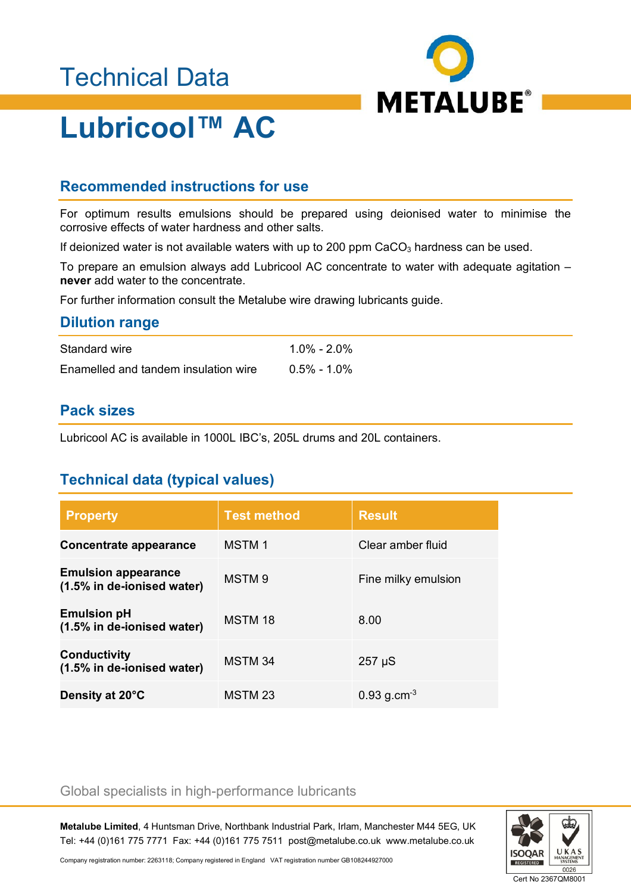Technical Data

# Lubricool™ AC

## Recommended instructions for use

For optimum results emulsions should be prepared using deionised water to minimise the corrosive effects of water hardness and other salts.

If deionized water is not available waters with up to 200 ppm $CaCO_3$ hardness can be used.

To prepare an emulsion always add Lubricool AC concentrate to water with adequate agitation – **never** add water to the concentrate.

For further information consult the Metalube wire drawing lubricants guide.

## Dilution range

| | |
|---|---|
| Standard wire | 1.0% - 2.0% |
| Enamelled and tandem insulation wire | 0.5% - 1.0% |

## Pack sizes

Lubricool AC is available in 1000L IBC's, 205L drums and 20L containers.

## Technical data (typical values)

| Property | Test method | Result |
|---|---|---|
| **Concentrate appearance** | MSTM 1 | Clear amber fluid |
| **Emulsion appearance (1.5% in de-ionised water)** | MSTM 9 | Fine milky emulsion |
| **Emulsion pH (1.5% in de-ionised water)** | MSTM 18 | 8.00 |
| **Conductivity (1.5% in de-ionised water)** | MSTM 34 | 257 µS |
| **Density at 20°C** | MSTM 23 | 0.93 $g.cm^{-3}$ |

Global specialists in high-performance lubricants

**Metalube Limited**, 4 Huntsman Drive, Northbank Industrial Park, Irlam, Manchester M44 5EG, UK
Tel: +44 (0)161 775 7771 Fax: +44 (0)161 775 7511 post@metalube.co.uk www.metalube.co.uk

Company registration number: 2263118; Company registered in England VAT registration number GB108244927000

Cert No 2367QM8001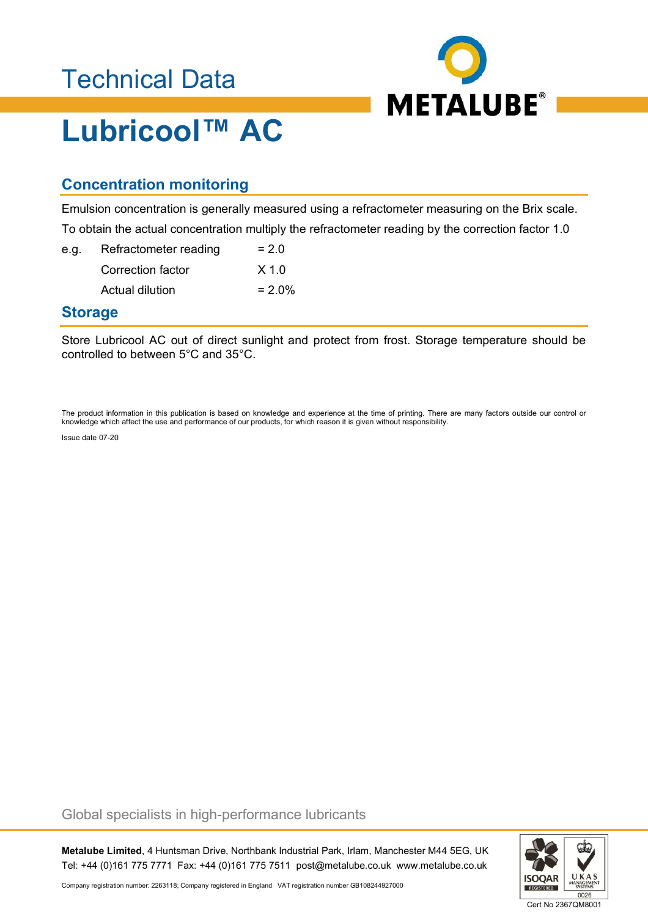Technical Data

# Lubricool™ AC

## Concentration monitoring

Emulsion concentration is generally measured using a refractometer measuring on the Brix scale.

To obtain the actual concentration multiply the refractometer reading by the correction factor 1.0

| | | |
|---|---|---|
| e.g. | Refractometer reading | = 2.0 |
| | Correction factor | X 1.0 |
| | Actual dilution | = 2.0% |

## Storage

Store Lubricool AC out of direct sunlight and protect from frost. Storage temperature should be controlled to between 5°C and 35°C.

The product information in this publication is based on knowledge and experience at the time of printing. There are many factors outside our control or knowledge which affect the use and performance of our products, for which reason it is given without responsibility.

Issue date 07-20

Global specialists in high-performance lubricants

**Metalube Limited**, 4 Huntsman Drive, Northbank Industrial Park, Irlam, Manchester M44 5EG, UK
Tel: +44 (0)161 775 7771 Fax: +44 (0)161 775 7511 post@metalube.co.uk www.metalube.co.uk

Company registration number: 2263118; Company registered in England VAT registration number GB108244927000

Cert No 2367QM8001